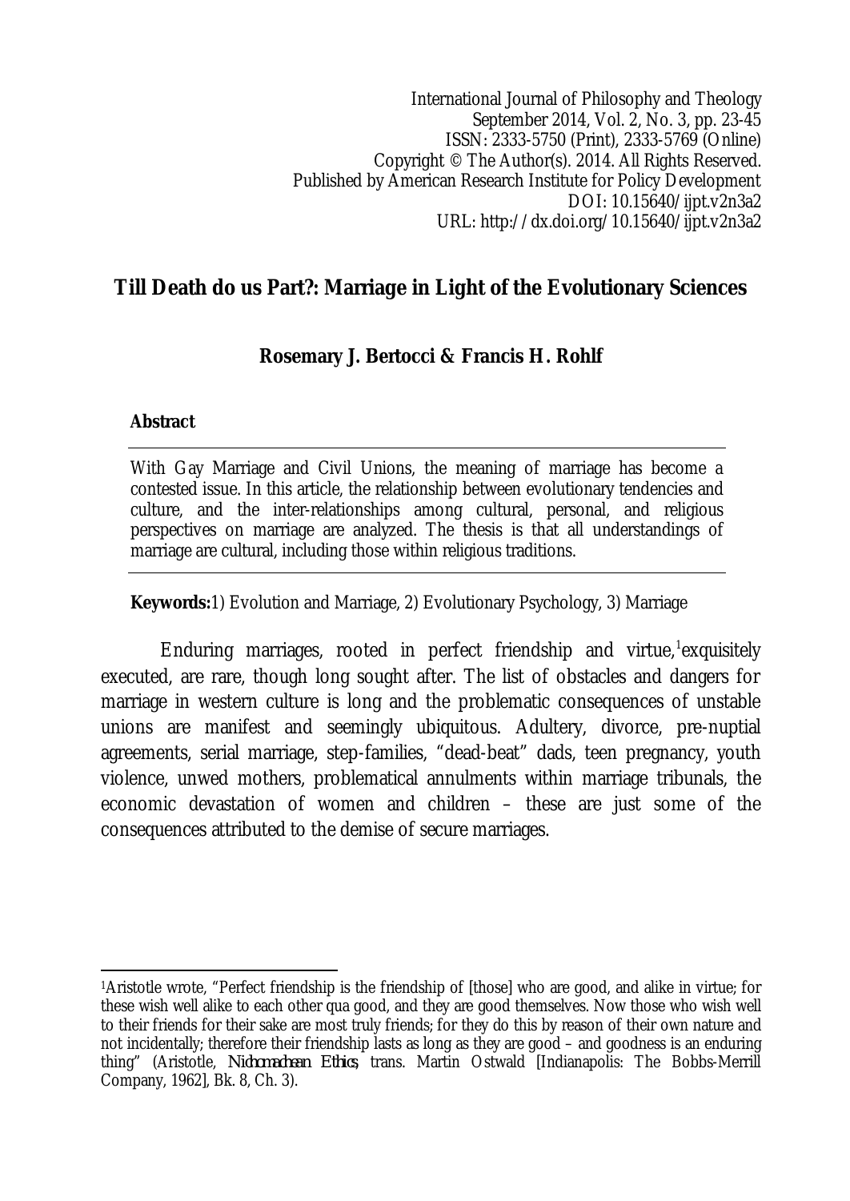International Journal of Philosophy and Theology
September 2014, Vol. 2, No. 3, pp. 23-45
ISSN: 2333-5750 (Print), 2333-5769 (Online)
Copyright © The Author(s). 2014. All Rights Reserved.
Published by American Research Institute for Policy Development
DOI: 10.15640/ijpt.v2n3a2
URL: http://dx.doi.org/10.15640/ijpt.v2n3a2

# Till Death do us Part?: Marriage in Light of the Evolutionary Sciences

**Rosemary J. Bertocci & Francis H. Rohlf**

## Abstract

With Gay Marriage and Civil Unions, the meaning of marriage has become a contested issue. In this article, the relationship between evolutionary tendencies and culture, and the inter-relationships among cultural, personal, and religious perspectives on marriage are analyzed. The thesis is that all understandings of marriage are cultural, including those within religious traditions.

**Keywords:** 1) Evolution and Marriage, 2) Evolutionary Psychology, 3) Marriage

Enduring marriages, rooted in perfect friendship and virtue,[1] exquisitely executed, are rare, though long sought after. The list of obstacles and dangers for marriage in western culture is long and the problematic consequences of unstable unions are manifest and seemingly ubiquitous. Adultery, divorce, pre-nuptial agreements, serial marriage, step-families, "dead-beat" dads, teen pregnancy, youth violence, unwed mothers, problematical annulments within marriage tribunals, the economic devastation of women and children – these are just some of the consequences attributed to the demise of secure marriages.

---

[1] Aristotle wrote, "Perfect friendship is the friendship of [those] who are good, and alike in virtue; for these wish well alike to each other qua good, and they are good themselves. Now those who wish well to their friends for their sake are most truly friends; for they do this by reason of their own nature and not incidentally; therefore their friendship lasts as long as they are good – and goodness is an enduring thing" (Aristotle, *Nichomachean Ethics*, trans. Martin Ostwald [Indianapolis: The Bobbs-Merrill Company, 1962], Bk. 8, Ch. 3).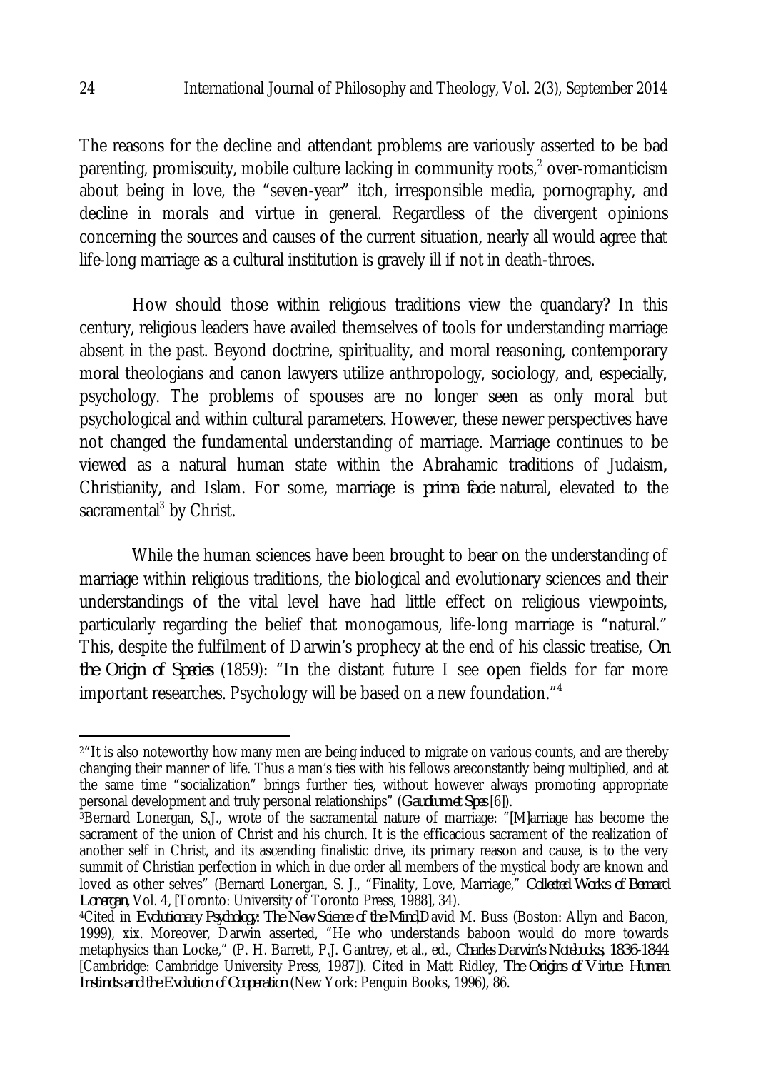The reasons for the decline and attendant problems are variously asserted to be bad parenting, promiscuity, mobile culture lacking in community roots,[2] over-romanticism about being in love, the "seven-year" itch, irresponsible media, pornography, and decline in morals and virtue in general. Regardless of the divergent opinions concerning the sources and causes of the current situation, nearly all would agree that life-long marriage as a cultural institution is gravely ill if not in death-throes.

How should those within religious traditions view the quandary? In this century, religious leaders have availed themselves of tools for understanding marriage absent in the past. Beyond doctrine, spirituality, and moral reasoning, contemporary moral theologians and canon lawyers utilize anthropology, sociology, and, especially, psychology. The problems of spouses are no longer seen as only moral but psychological and within cultural parameters. However, these newer perspectives have not changed the fundamental understanding of marriage. Marriage continues to be viewed as a natural human state within the Abrahamic traditions of Judaism, Christianity, and Islam. For some, marriage is *prima facie* natural, elevated to the sacramental[3] by Christ.

While the human sciences have been brought to bear on the understanding of marriage within religious traditions, the biological and evolutionary sciences and their understandings of the vital level have had little effect on religious viewpoints, particularly regarding the belief that monogamous, life-long marriage is "natural." This, despite the fulfilment of Darwin's prophecy at the end of his classic treatise, *On the Origin of Species* (1859): "In the distant future I see open fields for far more important researches. Psychology will be based on a new foundation."[4]

---

[2] "It is also noteworthy how many men are being induced to migrate on various counts, and are thereby changing their manner of life. Thus a man's ties with his fellows areconstantly being multiplied, and at the same time "socialization" brings further ties, without however always promoting appropriate personal development and truly personal relationships" (*Gaudium et Spes* [6]).

[3] Bernard Lonergan, S.J., wrote of the sacramental nature of marriage: "[M]arriage has become the sacrament of the union of Christ and his church. It is the efficacious sacrament of the realization of another self in Christ, and its ascending finalistic drive, its primary reason and cause, is to the very summit of Christian perfection in which in due order all members of the mystical body are known and loved as other selves" (Bernard Lonergan, S. J., "Finality, Love, Marriage," *Collected Works of Bernard Lonergan*, Vol. 4, [Toronto: University of Toronto Press, 1988], 34).

[4] Cited in *Evolutionary Psychology: The New Science of the Mind*, David M. Buss (Boston: Allyn and Bacon, 1999), xix. Moreover, Darwin asserted, "He who understands baboon would do more towards metaphysics than Locke," (P. H. Barrett, P.J. Gantrey, et al., ed., *Charles Darwin's Notebooks, 1836-1844* [Cambridge: Cambridge University Press, 1987]). Cited in Matt Ridley, *The Origins of Virtue: Human Instincts and the Evolution of Cooperation* (New York: Penguin Books, 1996), 86.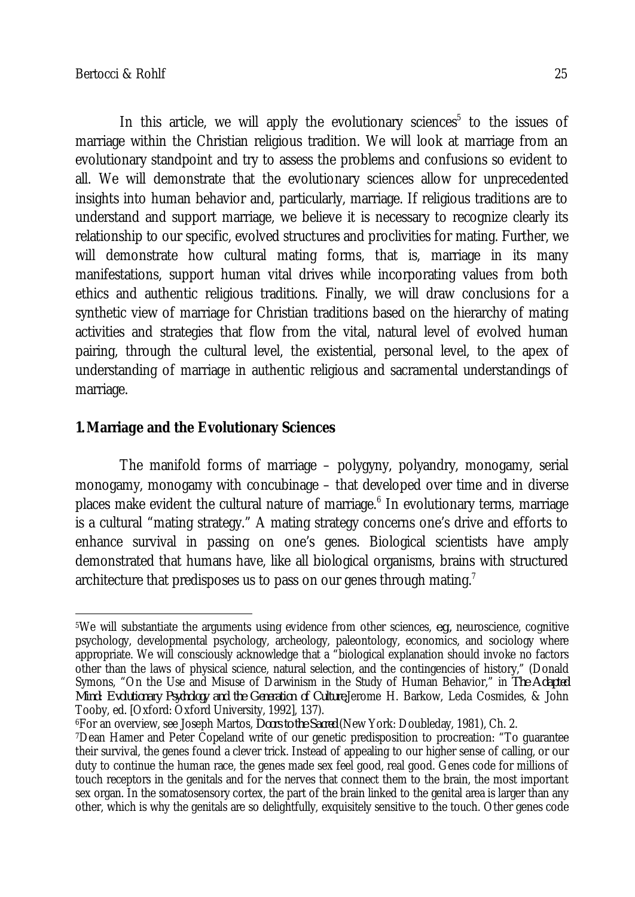In this article, we will apply the evolutionary sciences[5] to the issues of marriage within the Christian religious tradition. We will look at marriage from an evolutionary standpoint and try to assess the problems and confusions so evident to all. We will demonstrate that the evolutionary sciences allow for unprecedented insights into human behavior and, particularly, marriage. If religious traditions are to understand and support marriage, we believe it is necessary to recognize clearly its relationship to our specific, evolved structures and proclivities for mating. Further, we will demonstrate how cultural mating forms, that is, marriage in its many manifestations, support human vital drives while incorporating values from both ethics and authentic religious traditions. Finally, we will draw conclusions for a synthetic view of marriage for Christian traditions based on the hierarchy of mating activities and strategies that flow from the vital, natural level of evolved human pairing, through the cultural level, the existential, personal level, to the apex of understanding of marriage in authentic religious and sacramental understandings of marriage.

## 1. Marriage and the Evolutionary Sciences

The manifold forms of marriage – polygyny, polyandry, monogamy, serial monogamy, monogamy with concubinage – that developed over time and in diverse places make evident the cultural nature of marriage.[6] In evolutionary terms, marriage is a cultural "mating strategy." A mating strategy concerns one's drive and efforts to enhance survival in passing on one's genes. Biological scientists have amply demonstrated that humans have, like all biological organisms, brains with structured architecture that predisposes us to pass on our genes through mating.[7]

---

[5]We will substantiate the arguments using evidence from other sciences, *e.g.*, neuroscience, cognitive psychology, developmental psychology, archeology, paleontology, economics, and sociology where appropriate. We will consciously acknowledge that a "biological explanation should invoke no factors other than the laws of physical science, natural selection, and the contingencies of history," (Donald Symons, "On the Use and Misuse of Darwinism in the Study of Human Behavior," in *The Adapted Mind: Evolutionary Psychology and the Generation of Culture*, Jerome H. Barkow, Leda Cosmides, & John Tooby, ed. [Oxford: Oxford University, 1992], 137).

[6]For an overview, see Joseph Martos, *Doors to the Sacred* (New York: Doubleday, 1981), Ch. 2.

[7]Dean Hamer and Peter Copeland write of our genetic predisposition to procreation: "To guarantee their survival, the genes found a clever trick. Instead of appealing to our higher sense of calling, or our duty to continue the human race, the genes made sex feel good, real good. Genes code for millions of touch receptors in the genitals and for the nerves that connect them to the brain, the most important sex organ. In the somatosensory cortex, the part of the brain linked to the genital area is larger than any other, which is why the genitals are so delightfully, exquisitely sensitive to the touch. Other genes code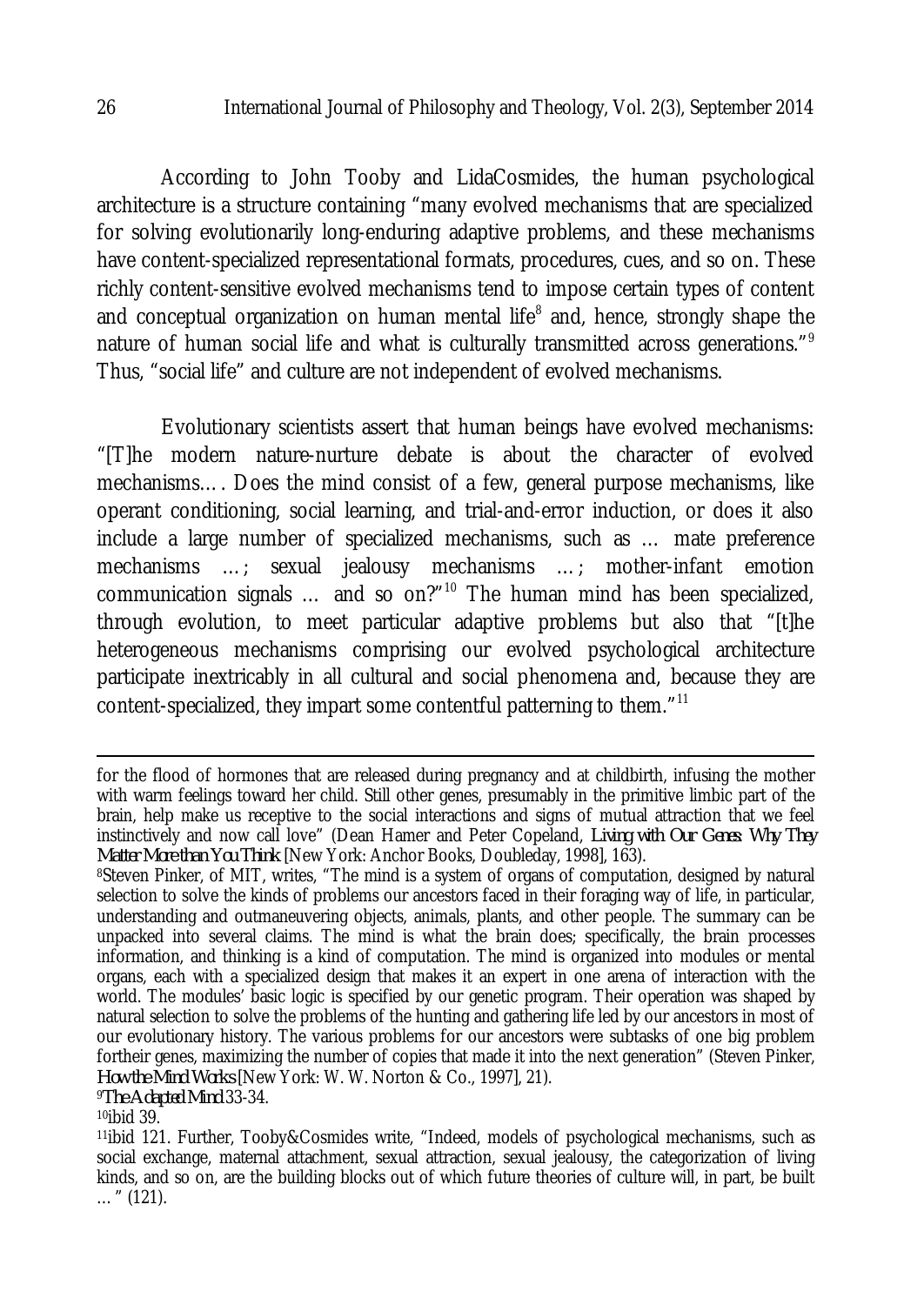According to John Tooby and LidaCosmides, the human psychological architecture is a structure containing "many evolved mechanisms that are specialized for solving evolutionarily long-enduring adaptive problems, and these mechanisms have content-specialized representational formats, procedures, cues, and so on. These richly content-sensitive evolved mechanisms tend to impose certain types of content and conceptual organization on human mental life[8] and, hence, strongly shape the nature of human social life and what is culturally transmitted across generations."[9] Thus, "social life" and culture are not independent of evolved mechanisms.

Evolutionary scientists assert that human beings have evolved mechanisms: "[T]he modern nature-nurture debate is about the character of evolved mechanisms…. Does the mind consist of a few, general purpose mechanisms, like operant conditioning, social learning, and trial-and-error induction, or does it also include a large number of specialized mechanisms, such as … mate preference mechanisms …; sexual jealousy mechanisms …; mother-infant emotion communication signals … and so on?"[10] The human mind has been specialized, through evolution, to meet particular adaptive problems but also that "[t]he heterogeneous mechanisms comprising our evolved psychological architecture participate inextricably in all cultural and social phenomena and, because they are content-specialized, they impart some contentful patterning to them."[11]

---

for the flood of hormones that are released during pregnancy and at childbirth, infusing the mother with warm feelings toward her child. Still other genes, presumably in the primitive limbic part of the brain, help make us receptive to the social interactions and signs of mutual attraction that we feel instinctively and now call love" (Dean Hamer and Peter Copeland, *Living with Our Genes: Why They Matter More than You Think* [New York: Anchor Books, Doubleday, 1998], 163).

[8]Steven Pinker, of MIT, writes, "The mind is a system of organs of computation, designed by natural selection to solve the kinds of problems our ancestors faced in their foraging way of life, in particular, understanding and outmaneuvering objects, animals, plants, and other people. The summary can be unpacked into several claims. The mind is what the brain does; specifically, the brain processes information, and thinking is a kind of computation. The mind is organized into modules or mental organs, each with a specialized design that makes it an expert in one arena of interaction with the world. The modules' basic logic is specified by our genetic program. Their operation was shaped by natural selection to solve the problems of the hunting and gathering life led by our ancestors in most of our evolutionary history. The various problems for our ancestors were subtasks of one big problem fortheir genes, maximizing the number of copies that made it into the next generation" (Steven Pinker, *How the Mind Works* [New York: W. W. Norton & Co., 1997], 21).

[9]*The Adapted Mind* 33-34.

[10]ibid 39.

[11]ibid 121. Further, Tooby&Cosmides write, "Indeed, models of psychological mechanisms, such as social exchange, maternal attachment, sexual attraction, sexual jealousy, the categorization of living kinds, and so on, are the building blocks out of which future theories of culture will, in part, be built … " (121).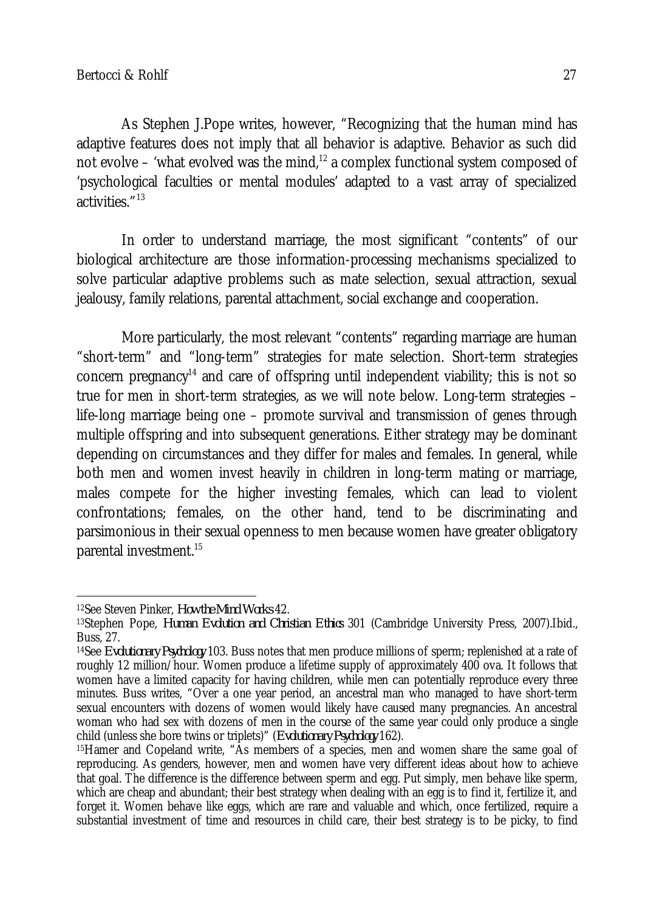As Stephen J.Pope writes, however, "Recognizing that the human mind has adaptive features does not imply that all behavior is adaptive. Behavior as such did not evolve – 'what evolved was the mind,[12] a complex functional system composed of 'psychological faculties or mental modules' adapted to a vast array of specialized activities."[13]

In order to understand marriage, the most significant "contents" of our biological architecture are those information-processing mechanisms specialized to solve particular adaptive problems such as mate selection, sexual attraction, sexual jealousy, family relations, parental attachment, social exchange and cooperation.

More particularly, the most relevant "contents" regarding marriage are human "short-term" and "long-term" strategies for mate selection. Short-term strategies concern pregnancy[14] and care of offspring until independent viability; this is not so true for men in short-term strategies, as we will note below. Long-term strategies – life-long marriage being one – promote survival and transmission of genes through multiple offspring and into subsequent generations. Either strategy may be dominant depending on circumstances and they differ for males and females. In general, while both men and women invest heavily in children in long-term mating or marriage, males compete for the higher investing females, which can lead to violent confrontations; females, on the other hand, tend to be discriminating and parsimonious in their sexual openness to men because women have greater obligatory parental investment.[15]

---

[12] See Steven Pinker, *How the Mind Works* 42.

[13] Stephen Pope, *Human Evolution and Christian Ethics* 301 (Cambridge University Press, 2007).Ibid., Buss, 27.

[14] See *Evolutionary Psychology* 103. Buss notes that men produce millions of sperm; replenished at a rate of roughly 12 million/hour. Women produce a lifetime supply of approximately 400 ova. It follows that women have a limited capacity for having children, while men can potentially reproduce every three minutes. Buss writes, "Over a one year period, an ancestral man who managed to have short-term sexual encounters with dozens of women would likely have caused many pregnancies. An ancestral woman who had sex with dozens of men in the course of the same year could only produce a single child (unless she bore twins or triplets)" (*Evolutionary Psychology* 162).

[15] Hamer and Copeland write, "As members of a species, men and women share the same goal of reproducing. As genders, however, men and women have very different ideas about how to achieve that goal. The difference is the difference between sperm and egg. Put simply, men behave like sperm, which are cheap and abundant; their best strategy when dealing with an egg is to find it, fertilize it, and forget it. Women behave like eggs, which are rare and valuable and which, once fertilized, require a substantial investment of time and resources in child care, their best strategy is to be picky, to find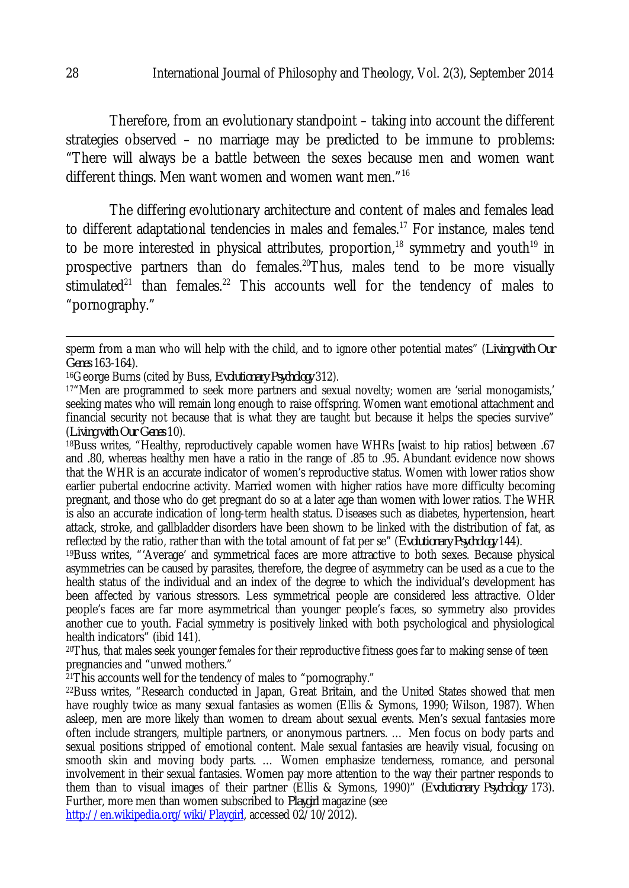Therefore, from an evolutionary standpoint – taking into account the different strategies observed – no marriage may be predicted to be immune to problems: "There will always be a battle between the sexes because men and women want different things. Men want women and women want men."[16]

The differing evolutionary architecture and content of males and females lead to different adaptational tendencies in males and females.[17] For instance, males tend to be more interested in physical attributes, proportion,[18] symmetry and youth[19] in prospective partners than do females.[20]Thus, males tend to be more visually stimulated[21] than females.[22] This accounts well for the tendency of males to "pornography."

---

sperm from a man who will help with the child, and to ignore other potential mates" (*Living with Our Genes* 163-164).

[16]George Burns (cited by Buss, *Evolutionary Psychology* 312).

[17]"Men are programmed to seek more partners and sexual novelty; women are 'serial monogamists,' seeking mates who will remain long enough to raise offspring. Women want emotional attachment and financial security not because that is what they are taught but because it helps the species survive" (*Living with Our Genes* 10).

[18]Buss writes, "Healthy, reproductively capable women have WHRs [waist to hip ratios] between .67 and .80, whereas healthy men have a ratio in the range of .85 to .95. Abundant evidence now shows that the WHR is an accurate indicator of women's reproductive status. Women with lower ratios show earlier pubertal endocrine activity. Married women with higher ratios have more difficulty becoming pregnant, and those who do get pregnant do so at a later age than women with lower ratios. The WHR is also an accurate indication of long-term health status. Diseases such as diabetes, hypertension, heart attack, stroke, and gallbladder disorders have been shown to be linked with the distribution of fat, as reflected by the ratio, rather than with the total amount of fat per se" (*Evolutionary Psychology* 144).

[19]Buss writes, "'Average' and symmetrical faces are more attractive to both sexes. Because physical asymmetries can be caused by parasites, therefore, the degree of asymmetry can be used as a cue to the health status of the individual and an index of the degree to which the individual's development has been affected by various stressors. Less symmetrical people are considered less attractive. Older people's faces are far more asymmetrical than younger people's faces, so symmetry also provides another cue to youth. Facial symmetry is positively linked with both psychological and physiological health indicators" (ibid 141).

[20]Thus, that males seek younger females for their reproductive fitness goes far to making sense of teen pregnancies and "unwed mothers."

[21]This accounts well for the tendency of males to "pornography."

[22]Buss writes, "Research conducted in Japan, Great Britain, and the United States showed that men have roughly twice as many sexual fantasies as women (Ellis & Symons, 1990; Wilson, 1987). When asleep, men are more likely than women to dream about sexual events. Men's sexual fantasies more often include strangers, multiple partners, or anonymous partners. … Men focus on body parts and sexual positions stripped of emotional content. Male sexual fantasies are heavily visual, focusing on smooth skin and moving body parts. … Women emphasize tenderness, romance, and personal involvement in their sexual fantasies. Women pay more attention to the way their partner responds to them than to visual images of their partner (Ellis & Symons, 1990)" (*Evolutionary Psychology* 173). Further, more men than women subscribed to *Playgirl* magazine (see http://en.wikipedia.org/wiki/Playgirl, accessed 02/10/2012).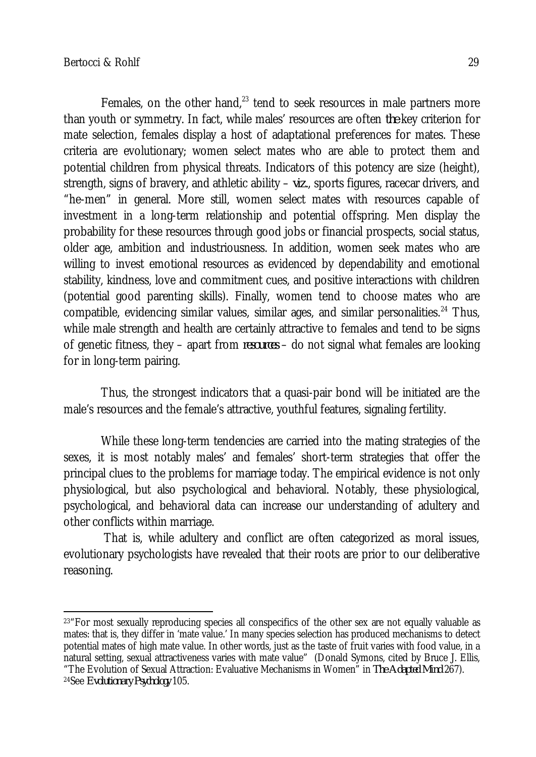Females, on the other hand,[23] tend to seek resources in male partners more than youth or symmetry. In fact, while males' resources are often *the* key criterion for mate selection, females display a host of adaptational preferences for mates. These criteria are evolutionary; women select mates who are able to protect them and potential children from physical threats. Indicators of this potency are size (height), strength, signs of bravery, and athletic ability – *viz*., sports figures, racecar drivers, and "he-men" in general. More still, women select mates with resources capable of investment in a long-term relationship and potential offspring. Men display the probability for these resources through good jobs or financial prospects, social status, older age, ambition and industriousness. In addition, women seek mates who are willing to invest emotional resources as evidenced by dependability and emotional stability, kindness, love and commitment cues, and positive interactions with children (potential good parenting skills). Finally, women tend to choose mates who are compatible, evidencing similar values, similar ages, and similar personalities.[24] Thus, while male strength and health are certainly attractive to females and tend to be signs of genetic fitness, they – apart from *resources* – do not signal what females are looking for in long-term pairing.

Thus, the strongest indicators that a quasi-pair bond will be initiated are the male's resources and the female's attractive, youthful features, signaling fertility.

While these long-term tendencies are carried into the mating strategies of the sexes, it is most notably males' and females' short-term strategies that offer the principal clues to the problems for marriage today. The empirical evidence is not only physiological, but also psychological and behavioral. Notably, these physiological, psychological, and behavioral data can increase our understanding of adultery and other conflicts within marriage.

That is, while adultery and conflict are often categorized as moral issues, evolutionary psychologists have revealed that their roots are prior to our deliberative reasoning.

---

[23] "For most sexually reproducing species all conspecifics of the other sex are not equally valuable as mates: that is, they differ in 'mate value.' In many species selection has produced mechanisms to detect potential mates of high mate value. In other words, just as the taste of fruit varies with food value, in a natural setting, sexual attractiveness varies with mate value" (Donald Symons, cited by Bruce J. Ellis, "The Evolution of Sexual Attraction: Evaluative Mechanisms in Women" in *The Adapted Mind* 267).

[24] See *Evolutionary Psychology* 105.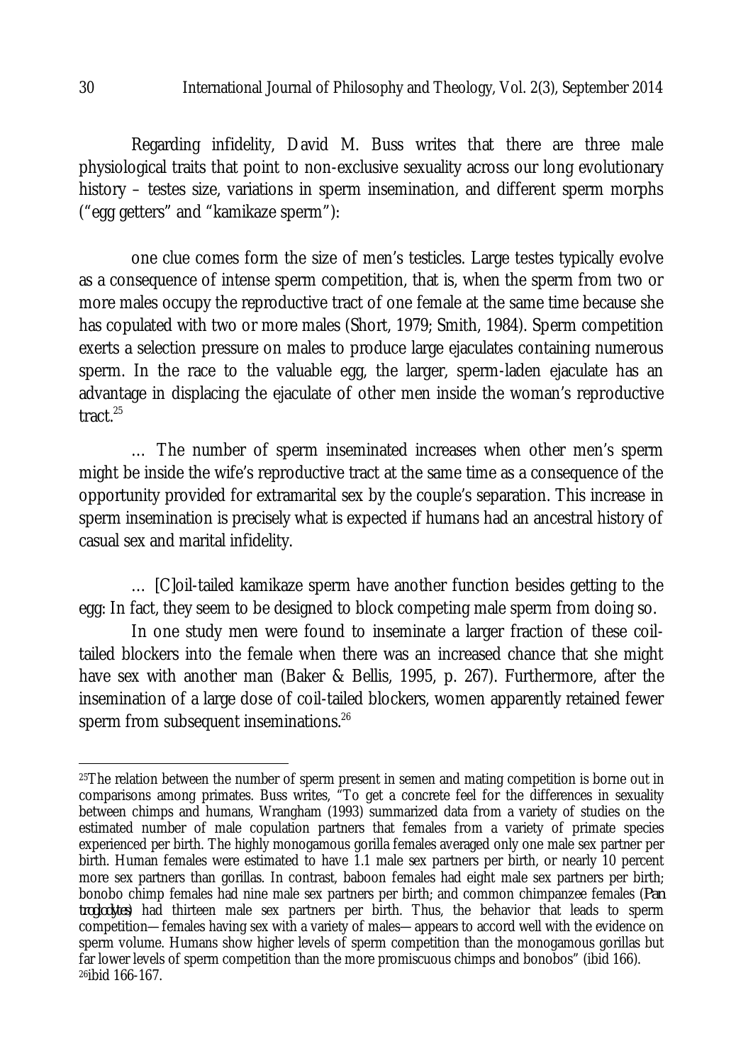Regarding infidelity, David M. Buss writes that there are three male physiological traits that point to non-exclusive sexuality across our long evolutionary history – testes size, variations in sperm insemination, and different sperm morphs ("egg getters" and "kamikaze sperm"):

> one clue comes form the size of men's testicles. Large testes typically evolve as a consequence of intense sperm competition, that is, when the sperm from two or more males occupy the reproductive tract of one female at the same time because she has copulated with two or more males (Short, 1979; Smith, 1984). Sperm competition exerts a selection pressure on males to produce large ejaculates containing numerous sperm. In the race to the valuable egg, the larger, sperm-laden ejaculate has an advantage in displacing the ejaculate of other men inside the woman's reproductive tract.[25]
>
> … The number of sperm inseminated increases when other men's sperm might be inside the wife's reproductive tract at the same time as a consequence of the opportunity provided for extramarital sex by the couple's separation. This increase in sperm insemination is precisely what is expected if humans had an ancestral history of casual sex and marital infidelity.
>
> … [C]oil-tailed kamikaze sperm have another function besides getting to the egg: In fact, they seem to be designed to block competing male sperm from doing so.
>
> In one study men were found to inseminate a larger fraction of these coil-tailed blockers into the female when there was an increased chance that she might have sex with another man (Baker & Bellis, 1995, p. 267). Furthermore, after the insemination of a large dose of coil-tailed blockers, women apparently retained fewer sperm from subsequent inseminations.[26]

---

[25]The relation between the number of sperm present in semen and mating competition is borne out in comparisons among primates. Buss writes, "To get a concrete feel for the differences in sexuality between chimps and humans, Wrangham (1993) summarized data from a variety of studies on the estimated number of male copulation partners that females from a variety of primate species experienced per birth. The highly monogamous gorilla females averaged only one male sex partner per birth. Human females were estimated to have 1.1 male sex partners per birth, or nearly 10 percent more sex partners than gorillas. In contrast, baboon females had eight male sex partners per birth; bonobo chimp females had nine male sex partners per birth; and common chimpanzee females (*Pan troglodytes*) had thirteen male sex partners per birth. Thus, the behavior that leads to sperm competition—females having sex with a variety of males—appears to accord well with the evidence on sperm volume. Humans show higher levels of sperm competition than the monogamous gorillas but far lower levels of sperm competition than the more promiscuous chimps and bonobos" (ibid 166).

[26]ibid 166-167.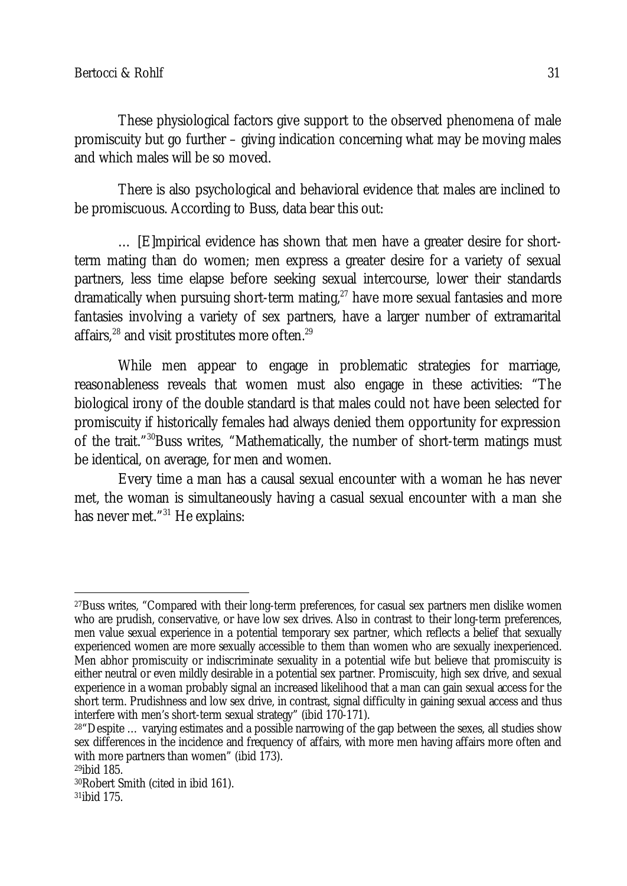These physiological factors give support to the observed phenomena of male promiscuity but go further – giving indication concerning what may be moving males and which males will be so moved.

There is also psychological and behavioral evidence that males are inclined to be promiscuous. According to Buss, data bear this out:

> … [E]mpirical evidence has shown that men have a greater desire for short-term mating than do women; men express a greater desire for a variety of sexual partners, less time elapse before seeking sexual intercourse, lower their standards dramatically when pursuing short-term mating,[27] have more sexual fantasies and more fantasies involving a variety of sex partners, have a larger number of extramarital affairs,[28] and visit prostitutes more often.[29]

While men appear to engage in problematic strategies for marriage, reasonableness reveals that women must also engage in these activities: "The biological irony of the double standard is that males could not have been selected for promiscuity if historically females had always denied them opportunity for expression of the trait."[30]Buss writes, "Mathematically, the number of short-term matings must be identical, on average, for men and women.

Every time a man has a causal sexual encounter with a woman he has never met, the woman is simultaneously having a casual sexual encounter with a man she has never met."[31] He explains:

---

[27]Buss writes, "Compared with their long-term preferences, for casual sex partners men dislike women who are prudish, conservative, or have low sex drives. Also in contrast to their long-term preferences, men value sexual experience in a potential temporary sex partner, which reflects a belief that sexually experienced women are more sexually accessible to them than women who are sexually inexperienced. Men abhor promiscuity or indiscriminate sexuality in a potential wife but believe that promiscuity is either neutral or even mildly desirable in a potential sex partner. Promiscuity, high sex drive, and sexual experience in a woman probably signal an increased likelihood that a man can gain sexual access for the short term. Prudishness and low sex drive, in contrast, signal difficulty in gaining sexual access and thus interfere with men's short-term sexual strategy" (ibid 170-171).

[28]"Despite … varying estimates and a possible narrowing of the gap between the sexes, all studies show sex differences in the incidence and frequency of affairs, with more men having affairs more often and with more partners than women" (ibid 173).

[29]ibid 185.

[30]Robert Smith (cited in ibid 161).

[31]ibid 175.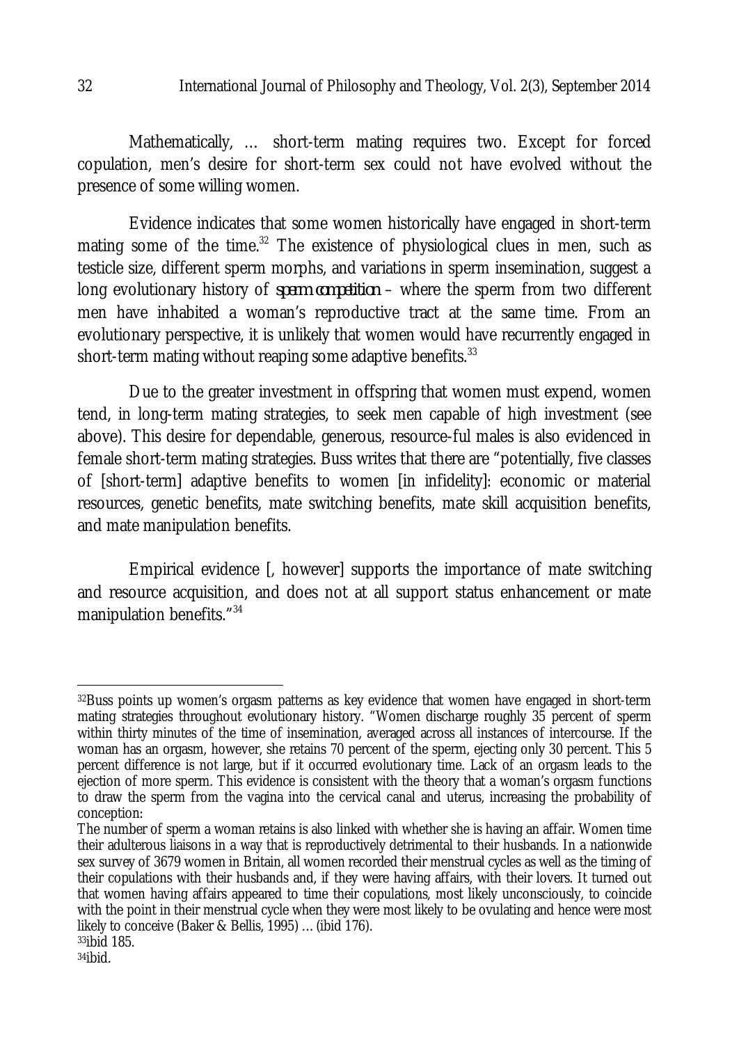Mathematically, … short-term mating requires two. Except for forced copulation, men's desire for short-term sex could not have evolved without the presence of some willing women.

Evidence indicates that some women historically have engaged in short-term mating some of the time.[32] The existence of physiological clues in men, such as testicle size, different sperm morphs, and variations in sperm insemination, suggest a long evolutionary history of *sperm competition* – where the sperm from two different men have inhabited a woman's reproductive tract at the same time. From an evolutionary perspective, it is unlikely that women would have recurrently engaged in short-term mating without reaping some adaptive benefits.[33]

Due to the greater investment in offspring that women must expend, women tend, in long-term mating strategies, to seek men capable of high investment (see above). This desire for dependable, generous, resource-ful males is also evidenced in female short-term mating strategies. Buss writes that there are "potentially, five classes of [short-term] adaptive benefits to women [in infidelity]: economic or material resources, genetic benefits, mate switching benefits, mate skill acquisition benefits, and mate manipulation benefits.

Empirical evidence [, however] supports the importance of mate switching and resource acquisition, and does not at all support status enhancement or mate manipulation benefits."[34]

---

[32]Buss points up women's orgasm patterns as key evidence that women have engaged in short-term mating strategies throughout evolutionary history. "Women discharge roughly 35 percent of sperm within thirty minutes of the time of insemination, averaged across all instances of intercourse. If the woman has an orgasm, however, she retains 70 percent of the sperm, ejecting only 30 percent. This 5 percent difference is not large, but if it occurred evolutionary time. Lack of an orgasm leads to the ejection of more sperm. This evidence is consistent with the theory that a woman's orgasm functions to draw the sperm from the vagina into the cervical canal and uterus, increasing the probability of conception:

The number of sperm a woman retains is also linked with whether she is having an affair. Women time their adulterous liaisons in a way that is reproductively detrimental to their husbands. In a nationwide sex survey of 3679 women in Britain, all women recorded their menstrual cycles as well as the timing of their copulations with their husbands and, if they were having affairs, with their lovers. It turned out that women having affairs appeared to time their copulations, most likely unconsciously, to coincide with the point in their menstrual cycle when they were most likely to be ovulating and hence were most likely to conceive (Baker & Bellis, 1995) … (ibid 176).

[33]ibid 185.

[34]ibid.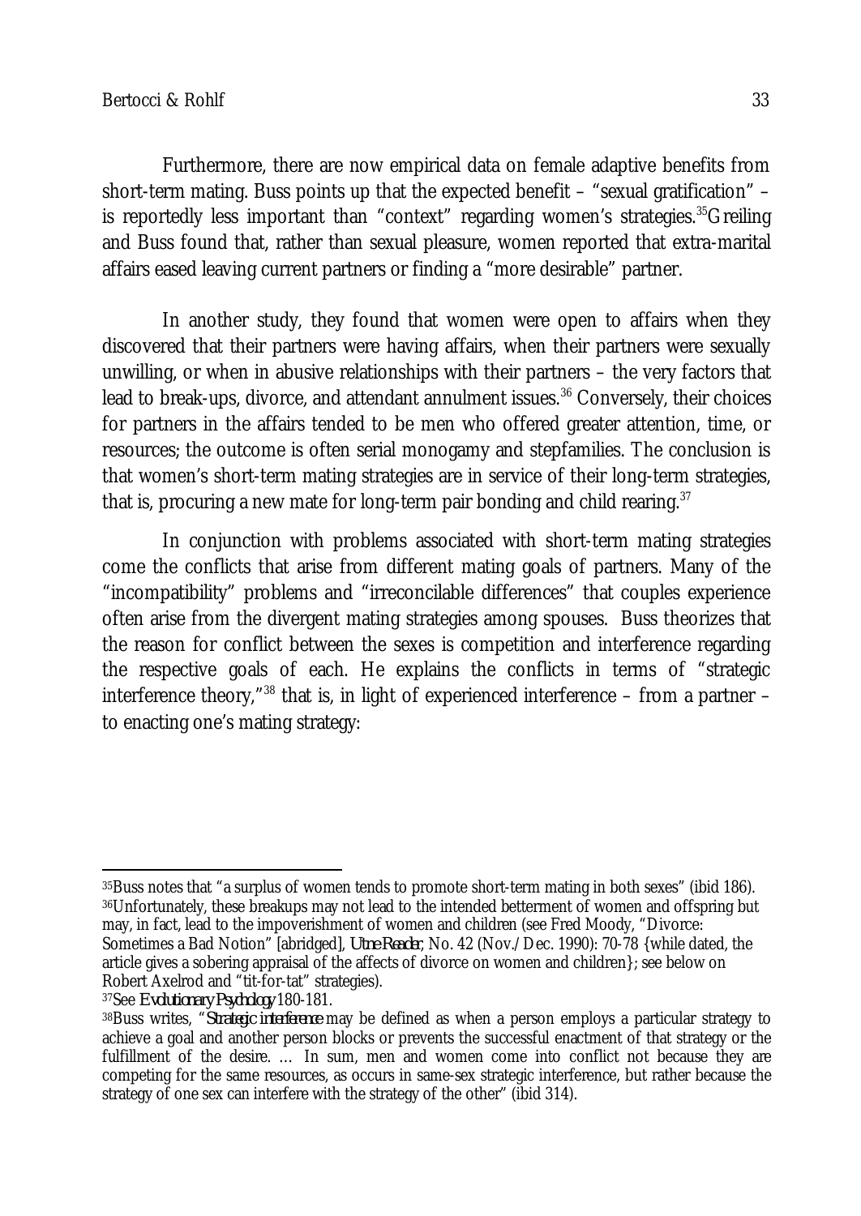Furthermore, there are now empirical data on female adaptive benefits from short-term mating. Buss points up that the expected benefit – "sexual gratification" – is reportedly less important than "context" regarding women's strategies.[35] Greiling and Buss found that, rather than sexual pleasure, women reported that extra-marital affairs eased leaving current partners or finding a "more desirable" partner.

In another study, they found that women were open to affairs when they discovered that their partners were having affairs, when their partners were sexually unwilling, or when in abusive relationships with their partners – the very factors that lead to break-ups, divorce, and attendant annulment issues.[36] Conversely, their choices for partners in the affairs tended to be men who offered greater attention, time, or resources; the outcome is often serial monogamy and stepfamilies. The conclusion is that women's short-term mating strategies are in service of their long-term strategies, that is, procuring a new mate for long-term pair bonding and child rearing.[37]

In conjunction with problems associated with short-term mating strategies come the conflicts that arise from different mating goals of partners. Many of the "incompatibility" problems and "irreconcilable differences" that couples experience often arise from the divergent mating strategies among spouses. Buss theorizes that the reason for conflict between the sexes is competition and interference regarding the respective goals of each. He explains the conflicts in terms of "strategic interference theory,"[38] that is, in light of experienced interference – from a partner – to enacting one's mating strategy:

---

[35] Buss notes that "a surplus of women tends to promote short-term mating in both sexes" (ibid 186).

[36] Unfortunately, these breakups may not lead to the intended betterment of women and offspring but may, in fact, lead to the impoverishment of women and children (see Fred Moody, "Divorce: Sometimes a Bad Notion" [abridged], *Utne Reader*, No. 42 (Nov./Dec. 1990): 70-78 {while dated, the article gives a sobering appraisal of the affects of divorce on women and children}; see below on Robert Axelrod and "tit-for-tat" strategies).

[37] See *Evolutionary Psychology* 180-181.

[38] Buss writes, "*Strategic interference* may be defined as when a person employs a particular strategy to achieve a goal and another person blocks or prevents the successful enactment of that strategy or the fulfillment of the desire. … In sum, men and women come into conflict not because they are competing for the same resources, as occurs in same-sex strategic interference, but rather because the strategy of one sex can interfere with the strategy of the other" (ibid 314).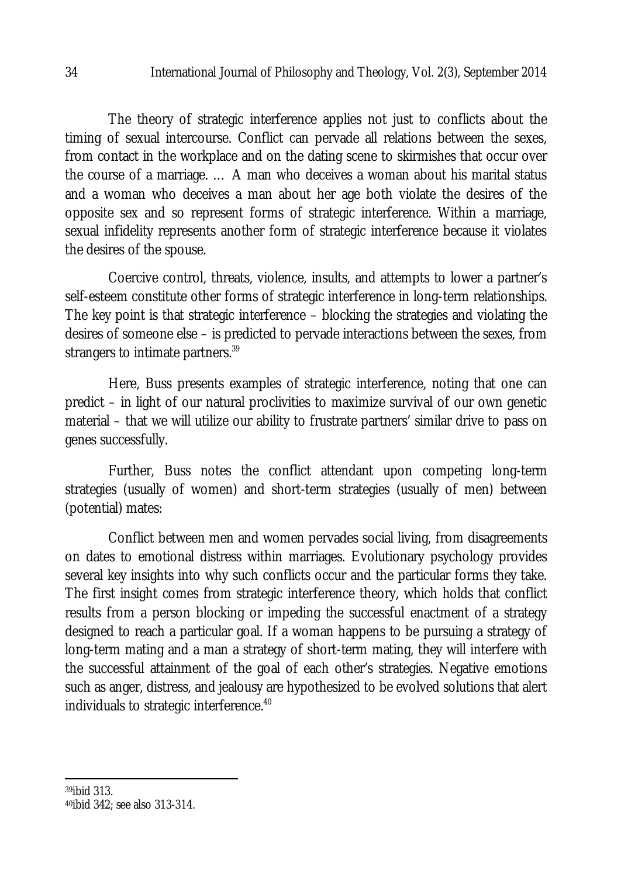The theory of strategic interference applies not just to conflicts about the timing of sexual intercourse. Conflict can pervade all relations between the sexes, from contact in the workplace and on the dating scene to skirmishes that occur over the course of a marriage. … A man who deceives a woman about his marital status and a woman who deceives a man about her age both violate the desires of the opposite sex and so represent forms of strategic interference. Within a marriage, sexual infidelity represents another form of strategic interference because it violates the desires of the spouse.

Coercive control, threats, violence, insults, and attempts to lower a partner's self-esteem constitute other forms of strategic interference in long-term relationships. The key point is that strategic interference – blocking the strategies and violating the desires of someone else – is predicted to pervade interactions between the sexes, from strangers to intimate partners.[39]

Here, Buss presents examples of strategic interference, noting that one can predict – in light of our natural proclivities to maximize survival of our own genetic material – that we will utilize our ability to frustrate partners' similar drive to pass on genes successfully.

Further, Buss notes the conflict attendant upon competing long-term strategies (usually of women) and short-term strategies (usually of men) between (potential) mates:

Conflict between men and women pervades social living, from disagreements on dates to emotional distress within marriages. Evolutionary psychology provides several key insights into why such conflicts occur and the particular forms they take. The first insight comes from strategic interference theory, which holds that conflict results from a person blocking or impeding the successful enactment of a strategy designed to reach a particular goal. If a woman happens to be pursuing a strategy of long-term mating and a man a strategy of short-term mating, they will interfere with the successful attainment of the goal of each other's strategies. Negative emotions such as anger, distress, and jealousy are hypothesized to be evolved solutions that alert individuals to strategic interference.[40]

---

[39] ibid 313.

[40] ibid 342; see also 313-314.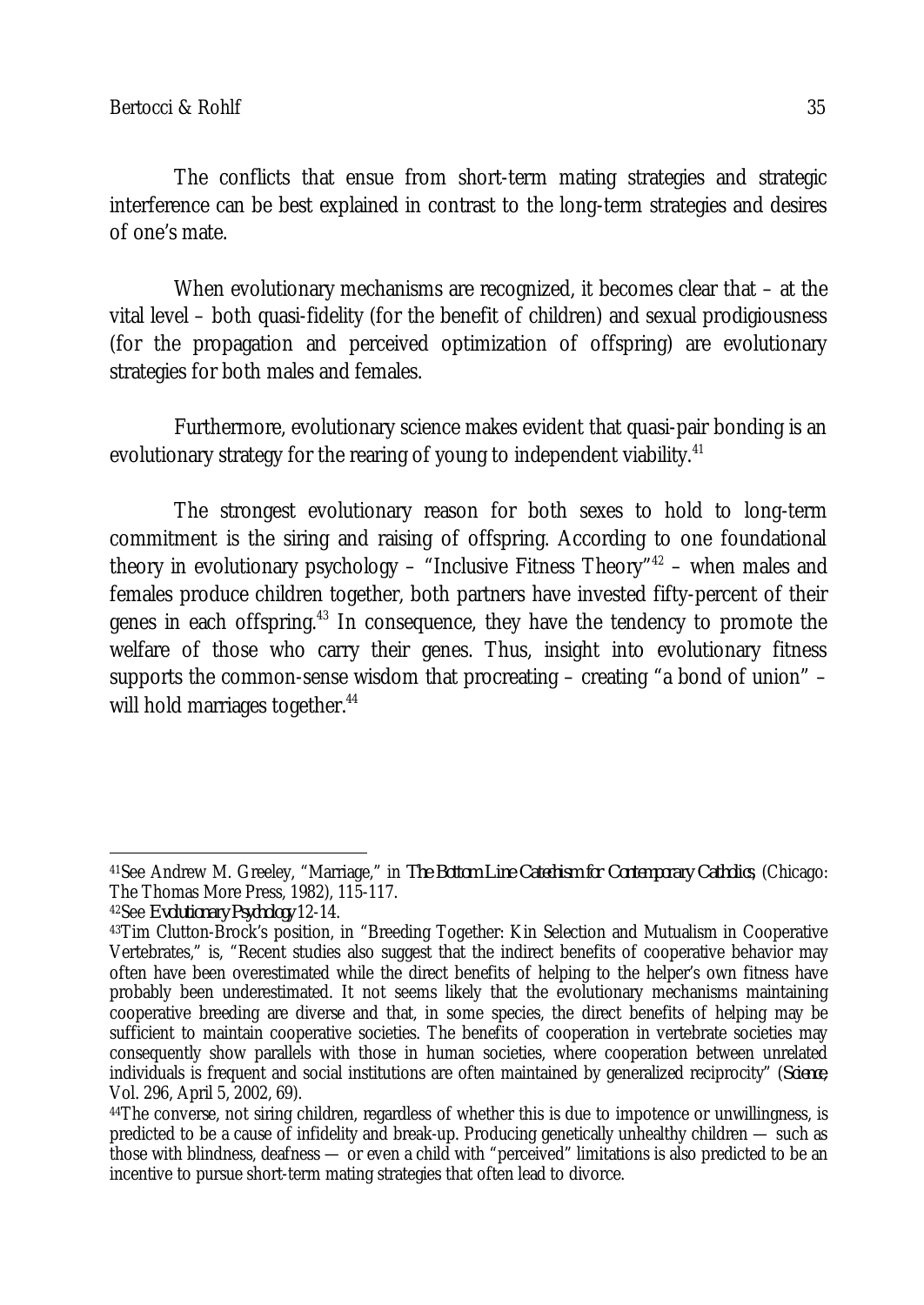The conflicts that ensue from short-term mating strategies and strategic interference can be best explained in contrast to the long-term strategies and desires of one's mate.

When evolutionary mechanisms are recognized, it becomes clear that – at the vital level – both quasi-fidelity (for the benefit of children) and sexual prodigiousness (for the propagation and perceived optimization of offspring) are evolutionary strategies for both males and females.

Furthermore, evolutionary science makes evident that quasi-pair bonding is an evolutionary strategy for the rearing of young to independent viability.[41]

The strongest evolutionary reason for both sexes to hold to long-term commitment is the siring and raising of offspring. According to one foundational theory in evolutionary psychology – "Inclusive Fitness Theory"[42] – when males and females produce children together, both partners have invested fifty-percent of their genes in each offspring.[43] In consequence, they have the tendency to promote the welfare of those who carry their genes. Thus, insight into evolutionary fitness supports the common-sense wisdom that procreating – creating "a bond of union" – will hold marriages together.[44]

---

[41] See Andrew M. Greeley, "Marriage," in *The Bottom Line Catechism for Contemporary Catholics*, (Chicago: The Thomas More Press, 1982), 115-117.

[42] See *Evolutionary Psychology* 12-14.

[43] Tim Clutton-Brock's position, in "Breeding Together: Kin Selection and Mutualism in Cooperative Vertebrates," is, "Recent studies also suggest that the indirect benefits of cooperative behavior may often have been overestimated while the direct benefits of helping to the helper's own fitness have probably been underestimated. It not seems likely that the evolutionary mechanisms maintaining cooperative breeding are diverse and that, in some species, the direct benefits of helping may be sufficient to maintain cooperative societies. The benefits of cooperation in vertebrate societies may consequently show parallels with those in human societies, where cooperation between unrelated individuals is frequent and social institutions are often maintained by generalized reciprocity" (*Science*, Vol. 296, April 5, 2002, 69).

[44] The converse, not siring children, regardless of whether this is due to impotence or unwillingness, is predicted to be a cause of infidelity and break-up. Producing genetically unhealthy children — such as those with blindness, deafness — or even a child with "perceived" limitations is also predicted to be an incentive to pursue short-term mating strategies that often lead to divorce.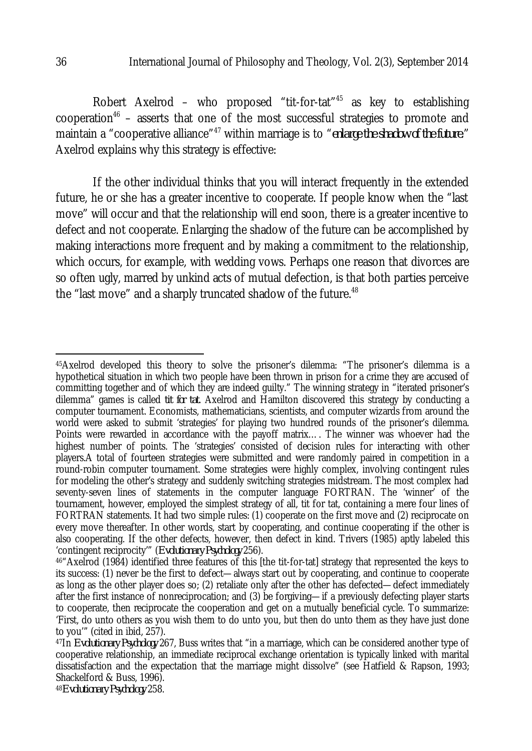Robert Axelrod – who proposed "tit-for-tat"[45] as key to establishing cooperation[46] – asserts that one of the most successful strategies to promote and maintain a "cooperative alliance"[47] within marriage is to "*enlarge the shadow of the future*." Axelrod explains why this strategy is effective:

> If the other individual thinks that you will interact frequently in the extended future, he or she has a greater incentive to cooperate. If people know when the "last move" will occur and that the relationship will end soon, there is a greater incentive to defect and not cooperate. Enlarging the shadow of the future can be accomplished by making interactions more frequent and by making a commitment to the relationship, which occurs, for example, with wedding vows. Perhaps one reason that divorces are so often ugly, marred by unkind acts of mutual defection, is that both parties perceive the "last move" and a sharply truncated shadow of the future.[48]

---

[45] Axelrod developed this theory to solve the prisoner's dilemma: "The prisoner's dilemma is a hypothetical situation in which two people have been thrown in prison for a crime they are accused of committing together and of which they are indeed guilty." The winning strategy in "iterated prisoner's dilemma" games is called *tit for tat.* Axelrod and Hamilton discovered this strategy by conducting a computer tournament. Economists, mathematicians, scientists, and computer wizards from around the world were asked to submit 'strategies' for playing two hundred rounds of the prisoner's dilemma. Points were rewarded in accordance with the payoff matrix…. The winner was whoever had the highest number of points. The 'strategies' consisted of decision rules for interacting with other players.A total of fourteen strategies were submitted and were randomly paired in competition in a round-robin computer tournament. Some strategies were highly complex, involving contingent rules for modeling the other's strategy and suddenly switching strategies midstream. The most complex had seventy-seven lines of statements in the computer language FORTRAN. The 'winner' of the tournament, however, employed the simplest strategy of all, tit for tat, containing a mere four lines of FORTRAN statements. It had two simple rules: (1) cooperate on the first move and (2) reciprocate on every move thereafter. In other words, start by cooperating, and continue cooperating if the other is also cooperating. If the other defects, however, then defect in kind. Trivers (1985) aptly labeled this 'contingent reciprocity'" (*Evolutionary Psychology* 256).

[46] "Axelrod (1984) identified three features of this [the tit-for-tat] strategy that represented the keys to its success: (1) never be the first to defect—always start out by cooperating, and continue to cooperate as long as the other player does so; (2) retaliate only after the other has defected—defect immediately after the first instance of nonreciprocation; and (3) be forgiving—if a previously defecting player starts to cooperate, then reciprocate the cooperation and get on a mutually beneficial cycle. To summarize: 'First, do unto others as you wish them to do unto you, but then do unto them as they have just done to you'" (cited in ibid, 257).

[47] In *Evolutionary Psychology* 267, Buss writes that "in a marriage, which can be considered another type of cooperative relationship, an immediate reciprocal exchange orientation is typically linked with marital dissatisfaction and the expectation that the marriage might dissolve" (see Hatfield & Rapson, 1993; Shackelford & Buss, 1996).

[48] *Evolutionary Psychology* 258.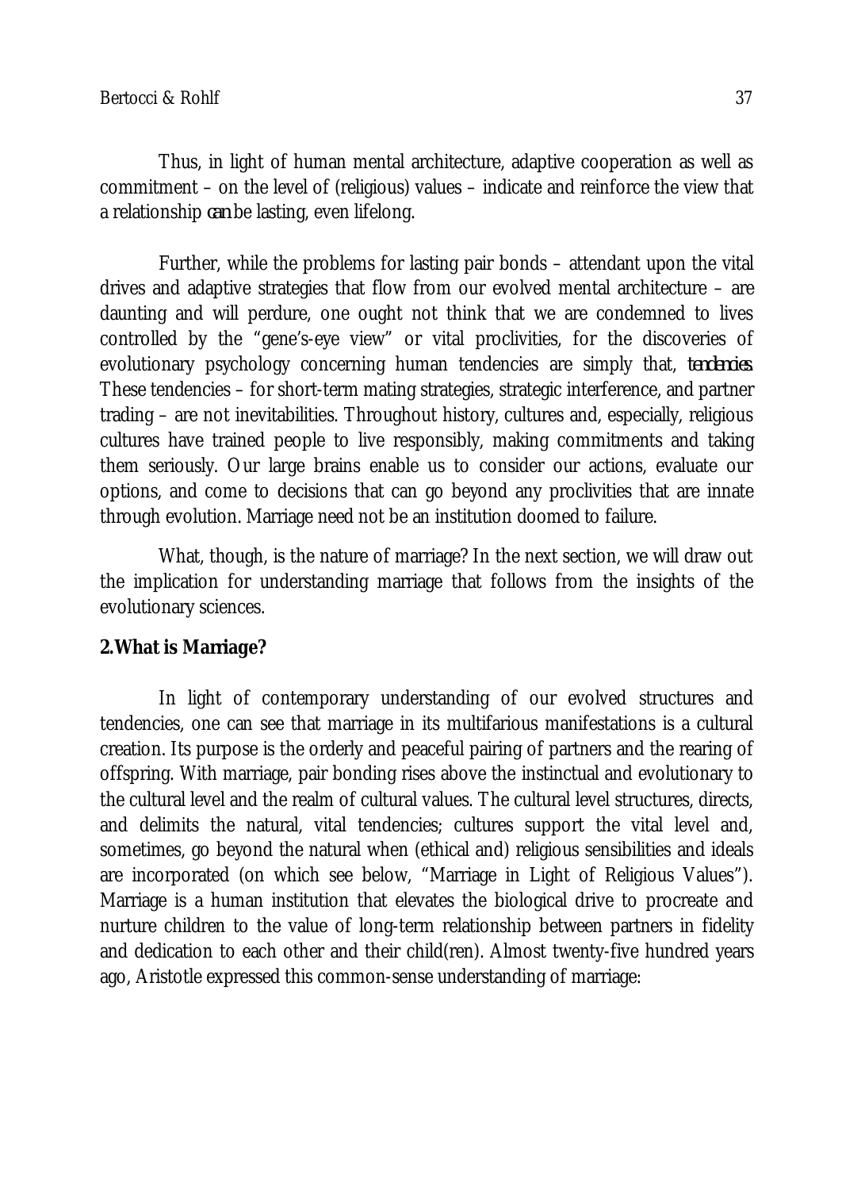Thus, in light of human mental architecture, adaptive cooperation as well as commitment – on the level of (religious) values – indicate and reinforce the view that a relationship *can* be lasting, even lifelong.

Further, while the problems for lasting pair bonds – attendant upon the vital drives and adaptive strategies that flow from our evolved mental architecture – are daunting and will perdure, one ought not think that we are condemned to lives controlled by the "gene's-eye view" or vital proclivities, for the discoveries of evolutionary psychology concerning human tendencies are simply that, *tendencies*. These tendencies – for short-term mating strategies, strategic interference, and partner trading – are not inevitabilities. Throughout history, cultures and, especially, religious cultures have trained people to live responsibly, making commitments and taking them seriously. Our large brains enable us to consider our actions, evaluate our options, and come to decisions that can go beyond any proclivities that are innate through evolution. Marriage need not be an institution doomed to failure.

What, though, is the nature of marriage? In the next section, we will draw out the implication for understanding marriage that follows from the insights of the evolutionary sciences.

## 2. What is Marriage?

In light of contemporary understanding of our evolved structures and tendencies, one can see that marriage in its multifarious manifestations is a cultural creation. Its purpose is the orderly and peaceful pairing of partners and the rearing of offspring. With marriage, pair bonding rises above the instinctual and evolutionary to the cultural level and the realm of cultural values. The cultural level structures, directs, and delimits the natural, vital tendencies; cultures support the vital level and, sometimes, go beyond the natural when (ethical and) religious sensibilities and ideals are incorporated (on which see below, "Marriage in Light of Religious Values"). Marriage is a human institution that elevates the biological drive to procreate and nurture children to the value of long-term relationship between partners in fidelity and dedication to each other and their child(ren). Almost twenty-five hundred years ago, Aristotle expressed this common-sense understanding of marriage: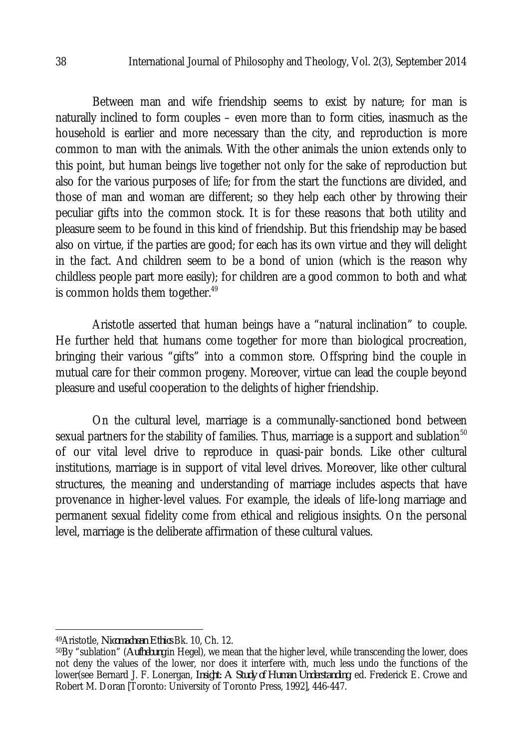Between man and wife friendship seems to exist by nature; for man is naturally inclined to form couples – even more than to form cities, inasmuch as the household is earlier and more necessary than the city, and reproduction is more common to man with the animals. With the other animals the union extends only to this point, but human beings live together not only for the sake of reproduction but also for the various purposes of life; for from the start the functions are divided, and those of man and woman are different; so they help each other by throwing their peculiar gifts into the common stock. It is for these reasons that both utility and pleasure seem to be found in this kind of friendship. But this friendship may be based also on virtue, if the parties are good; for each has its own virtue and they will delight in the fact. And children seem to be a bond of union (which is the reason why childless people part more easily); for children are a good common to both and what is common holds them together.[49]

Aristotle asserted that human beings have a "natural inclination" to couple. He further held that humans come together for more than biological procreation, bringing their various "gifts" into a common store. Offspring bind the couple in mutual care for their common progeny. Moreover, virtue can lead the couple beyond pleasure and useful cooperation to the delights of higher friendship.

On the cultural level, marriage is a communally-sanctioned bond between sexual partners for the stability of families. Thus, marriage is a support and sublation[50] of our vital level drive to reproduce in quasi-pair bonds. Like other cultural institutions, marriage is in support of vital level drives. Moreover, like other cultural structures, the meaning and understanding of marriage includes aspects that have provenance in higher-level values. For example, the ideals of life-long marriage and permanent sexual fidelity come from ethical and religious insights. On the personal level, marriage is the deliberate affirmation of these cultural values.

---

[49]Aristotle, *Nicomachean Ethics* Bk. 10, Ch. 12.

[50]By "sublation" (*Aufhebung* in Hegel), we mean that the higher level, while transcending the lower, does not deny the values of the lower, nor does it interfere with, much less undo the functions of the lower(see Bernard J. F. Lonergan, *Insight: A Study of Human Understanding*, ed. Frederick E. Crowe and Robert M. Doran [Toronto: University of Toronto Press, 1992], 446-447.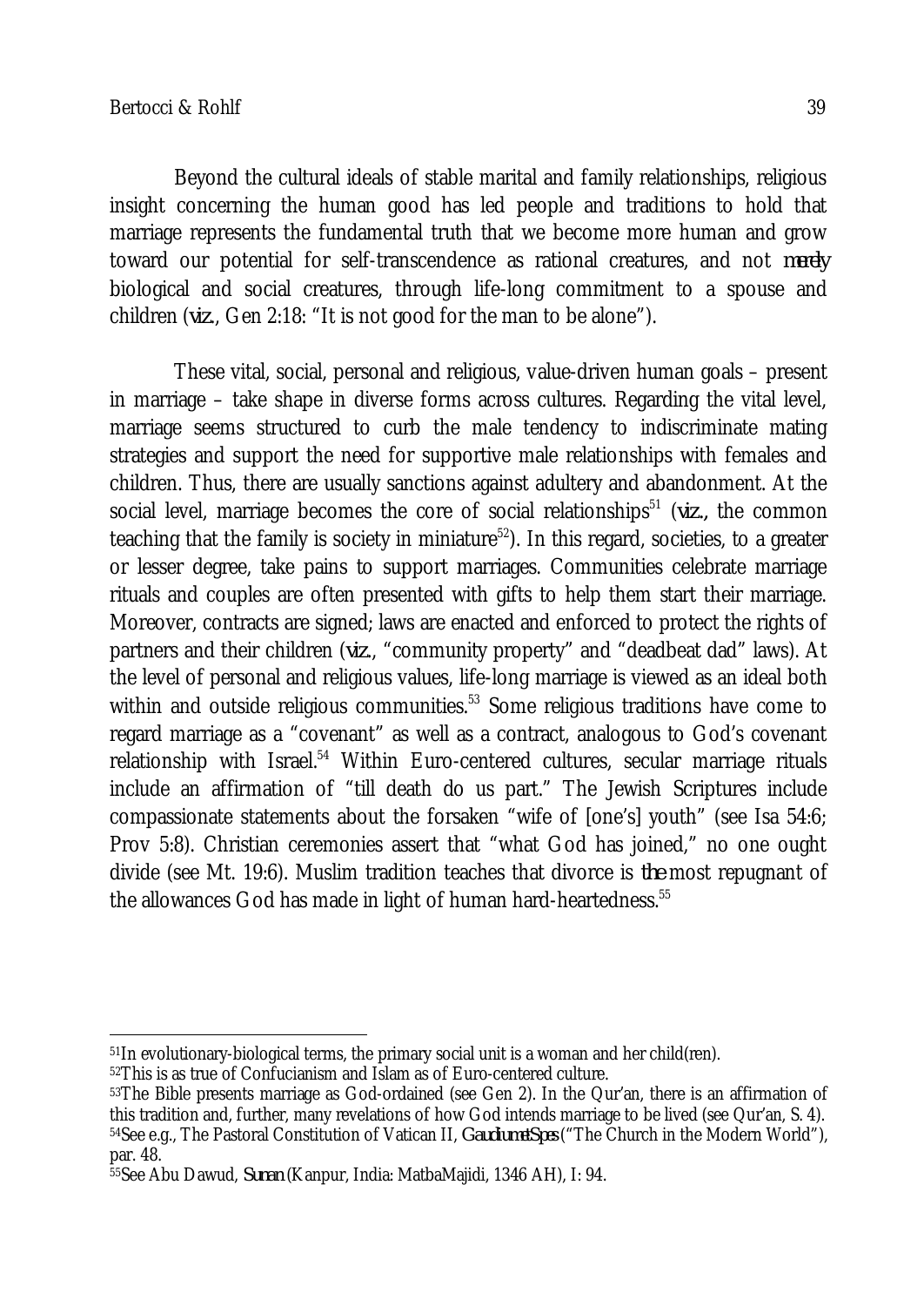Beyond the cultural ideals of stable marital and family relationships, religious insight concerning the human good has led people and traditions to hold that marriage represents the fundamental truth that we become more human and grow toward our potential for self-transcendence as rational creatures, and not *merely* biological and social creatures, through life-long commitment to a spouse and children (*viz.*, Gen 2:18: "It is not good for the man to be alone").

These vital, social, personal and religious, value-driven human goals – present in marriage – take shape in diverse forms across cultures. Regarding the vital level, marriage seems structured to curb the male tendency to indiscriminate mating strategies and support the need for supportive male relationships with females and children. Thus, there are usually sanctions against adultery and abandonment. At the social level, marriage becomes the core of social relationships[51] (*viz.*, the common teaching that the family is society in miniature[52]). In this regard, societies, to a greater or lesser degree, take pains to support marriages. Communities celebrate marriage rituals and couples are often presented with gifts to help them start their marriage. Moreover, contracts are signed; laws are enacted and enforced to protect the rights of partners and their children (*viz.*, "community property" and "deadbeat dad" laws). At the level of personal and religious values, life-long marriage is viewed as an ideal both within and outside religious communities.[53] Some religious traditions have come to regard marriage as a "covenant" as well as a contract, analogous to God's covenant relationship with Israel.[54] Within Euro-centered cultures, secular marriage rituals include an affirmation of "till death do us part." The Jewish Scriptures include compassionate statements about the forsaken "wife of [one's] youth" (see Isa 54:6; Prov 5:8). Christian ceremonies assert that "what God has joined," no one ought divide (see Mt. 19:6). Muslim tradition teaches that divorce is *the* most repugnant of the allowances God has made in light of human hard-heartedness.[55]

---

[51] In evolutionary-biological terms, the primary social unit is a woman and her child(ren).

[52] This is as true of Confucianism and Islam as of Euro-centered culture.

[53] The Bible presents marriage as God-ordained (see Gen 2). In the Qur'an, there is an affirmation of this tradition and, further, many revelations of how God intends marriage to be lived (see Qur'an, S. 4).

[54] See e.g., The Pastoral Constitution of Vatican II, *Gaudium et Spes* ("The Church in the Modern World"), par. 48.

[55] See Abu Dawud, *Sunan* (Kanpur, India: MatbaMajidi, 1346 AH), I: 94.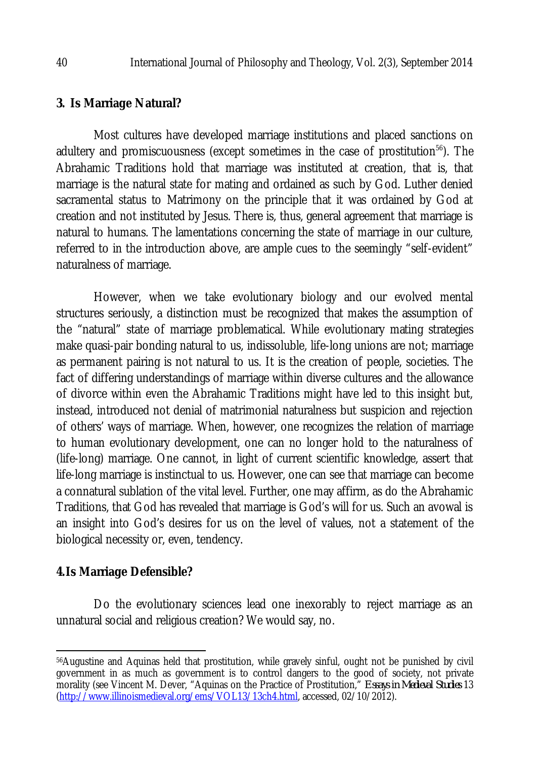## 3. Is Marriage Natural?

Most cultures have developed marriage institutions and placed sanctions on adultery and promiscuousness (except sometimes in the case of prostitution[56]). The Abrahamic Traditions hold that marriage was instituted at creation, that is, that marriage is the natural state for mating and ordained as such by God. Luther denied sacramental status to Matrimony on the principle that it was ordained by God at creation and not instituted by Jesus. There is, thus, general agreement that marriage is natural to humans. The lamentations concerning the state of marriage in our culture, referred to in the introduction above, are ample cues to the seemingly "self-evident" naturalness of marriage.

However, when we take evolutionary biology and our evolved mental structures seriously, a distinction must be recognized that makes the assumption of the "natural" state of marriage problematical. While evolutionary mating strategies make quasi-pair bonding natural to us, indissoluble, life-long unions are not; marriage as permanent pairing is not natural to us. It is the creation of people, societies. The fact of differing understandings of marriage within diverse cultures and the allowance of divorce within even the Abrahamic Traditions might have led to this insight but, instead, introduced not denial of matrimonial naturalness but suspicion and rejection of others' ways of marriage. When, however, one recognizes the relation of marriage to human evolutionary development, one can no longer hold to the naturalness of (life-long) marriage. One cannot, in light of current scientific knowledge, assert that life-long marriage is instinctual to us. However, one can see that marriage can become a connatural sublation of the vital level. Further, one may affirm, as do the Abrahamic Traditions, that God has revealed that marriage is God's will for us. Such an avowal is an insight into God's desires for us on the level of values, not a statement of the biological necessity or, even, tendency.

## 4. Is Marriage Defensible?

Do the evolutionary sciences lead one inexorably to reject marriage as an unnatural social and religious creation? We would say, no.

---

[56] Augustine and Aquinas held that prostitution, while gravely sinful, ought not be punished by civil government in as much as government is to control dangers to the good of society, not private morality (see Vincent M. Dever, "Aquinas on the Practice of Prostitution," *Essays in Medieval Studies* 13 (http://www.illinoismedieval.org/ems/VOL13/13ch4.html, accessed, 02/10/2012).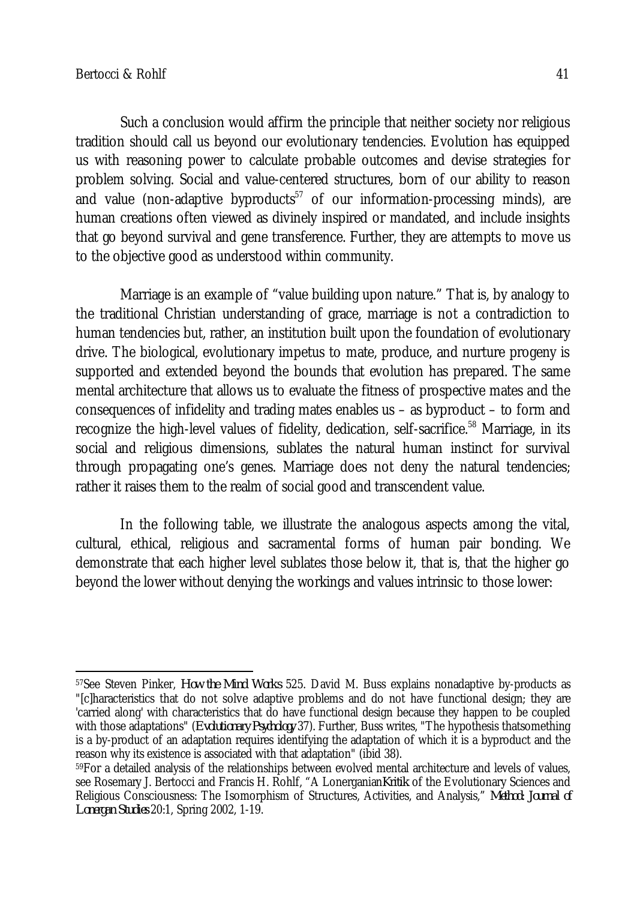Such a conclusion would affirm the principle that neither society nor religious tradition should call us beyond our evolutionary tendencies. Evolution has equipped us with reasoning power to calculate probable outcomes and devise strategies for problem solving. Social and value-centered structures, born of our ability to reason and value (non-adaptive byproducts[57] of our information-processing minds), are human creations often viewed as divinely inspired or mandated, and include insights that go beyond survival and gene transference. Further, they are attempts to move us to the objective good as understood within community.

Marriage is an example of "value building upon nature." That is, by analogy to the traditional Christian understanding of grace, marriage is not a contradiction to human tendencies but, rather, an institution built upon the foundation of evolutionary drive. The biological, evolutionary impetus to mate, produce, and nurture progeny is supported and extended beyond the bounds that evolution has prepared. The same mental architecture that allows us to evaluate the fitness of prospective mates and the consequences of infidelity and trading mates enables us – as byproduct – to form and recognize the high-level values of fidelity, dedication, self-sacrifice.[58] Marriage, in its social and religious dimensions, sublates the natural human instinct for survival through propagating one's genes. Marriage does not deny the natural tendencies; rather it raises them to the realm of social good and transcendent value.

In the following table, we illustrate the analogous aspects among the vital, cultural, ethical, religious and sacramental forms of human pair bonding. We demonstrate that each higher level sublates those below it, that is, that the higher go beyond the lower without denying the workings and values intrinsic to those lower:

---

[57]See Steven Pinker, *How the Mind Works* 525. David M. Buss explains nonadaptive by-products as "[c]haracteristics that do not solve adaptive problems and do not have functional design; they are 'carried along' with characteristics that do have functional design because they happen to be coupled with those adaptations" (*Evolutionary Psychology* 37). Further, Buss writes, "The hypothesis thatsomething is a by-product of an adaptation requires identifying the adaptation of which it is a byproduct and the reason why its existence is associated with that adaptation" (ibid 38).

[59]For a detailed analysis of the relationships between evolved mental architecture and levels of values, see Rosemary J. Bertocci and Francis H. Rohlf, "A Lonerganian *Kritik* of the Evolutionary Sciences and Religious Consciousness: The Isomorphism of Structures, Activities, and Analysis," *Method: Journal of Lonergan Studies* 20:1, Spring 2002, 1-19.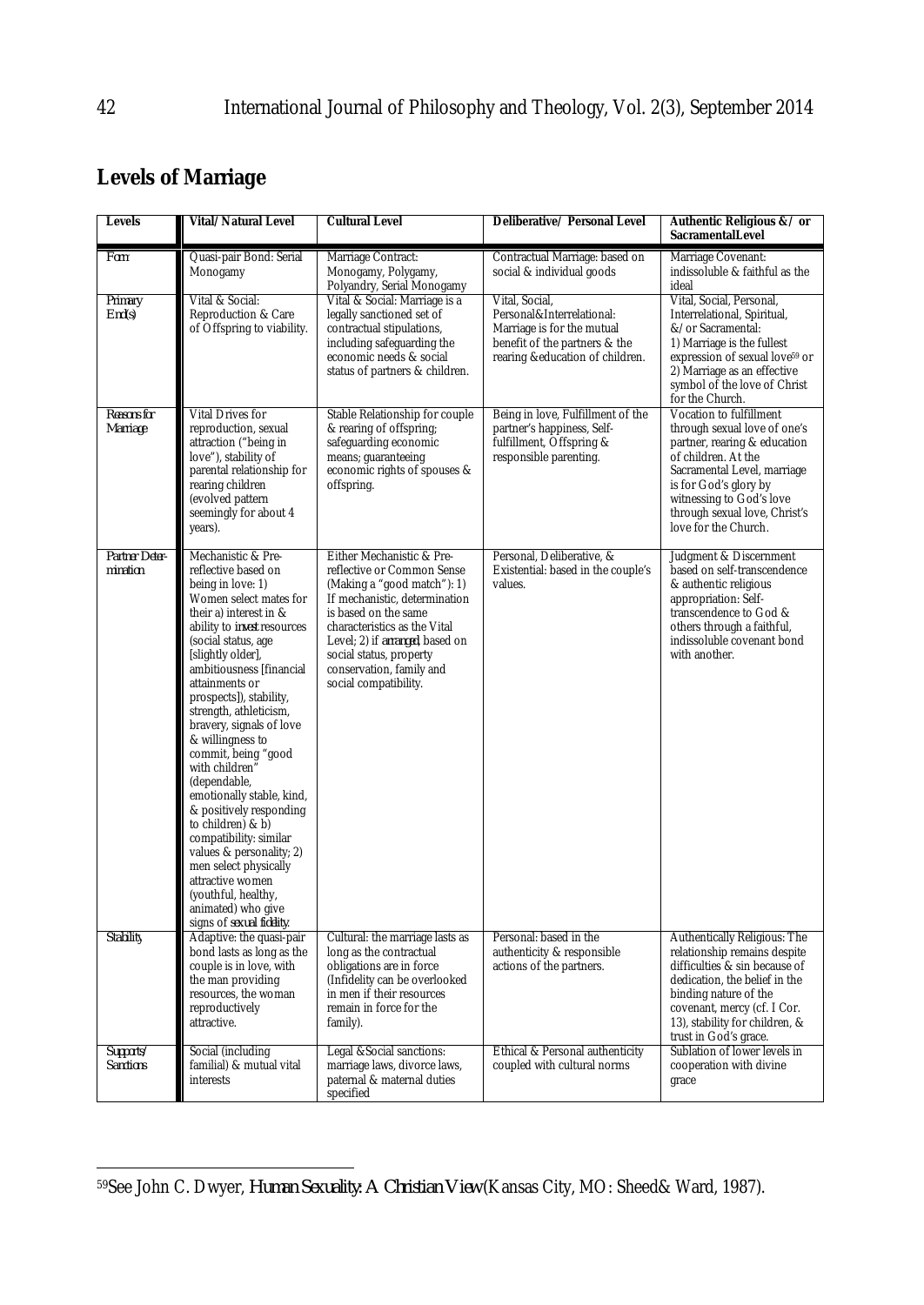## Levels of Marriage

| Levels | Vital/Natural Level | Cultural Level | Deliberative/ Personal Level | Authentic Religious &/ or SacramentalLevel |
|---|---|---|---|---|
| *Form* | Quasi-pair Bond: Serial Monogamy | Marriage Contract: Monogamy, Polygamy, Polyandry, Serial Monogamy | Contractual Marriage: based on social & individual goods | Marriage Covenant: indissoluble & faithful as the ideal |
| *Primary End(s)* | Vital & Social: Reproduction & Care of Offspring to viability. | Vital & Social: Marriage is a legally sanctioned set of contractual stipulations, including safeguarding the economic needs & social status of partners & children. | Vital, Social, Personal&Interrelational: Marriage is for the mutual benefit of the partners & the rearing &education of children. | Vital, Social, Personal, Interrelational, Spiritual, &/or Sacramental: 1) Marriage is the fullest expression of sexual love[59] or 2) Marriage as an effective symbol of the love of Christ for the Church. |
| *Reasons for Marriage* | Vital Drives for reproduction, sexual attraction ("being in love"), stability of parental relationship for rearing children (evolved pattern seemingly for about 4 years). | Stable Relationship for couple & rearing of offspring; safeguarding economic means; guaranteeing economic rights of spouses & offspring. | Being in love, Fulfillment of the partner's happiness, Self-fulfillment, Offspring & responsible parenting. | Vocation to fulfillment through sexual love of one's partner, rearing & education of children. At the Sacramental Level, marriage is for God's glory by witnessing to God's love through sexual love, Christ's love for the Church. |
| *Partner Determination* | Mechanistic & Pre-reflective based on being in love: 1) Women select mates for their a) interest in & ability to *invest* resources (social status, age [slightly older], ambitiousness [financial attainments or prospects]), stability, strength, athleticism, bravery, signals of love & willingness to commit, being "good with children" (dependable, emotionally stable, kind, & positively responding to children) & b) compatibility: similar values & personality; 2) men select physically attractive women (youthful, healthy, animated) who give signs of *sexual fidelity*. | Either Mechanistic & Pre-reflective or Common Sense (Making a "good match"): 1) If mechanistic, determination is based on the same characteristics as the Vital Level; 2) if *arranged*, based on social status, property conservation, family and social compatibility. | Personal, Deliberative, & Existential: based in the couple's values. | Judgment & Discernment based on self-transcendence & authentic religious appropriation: Self-transcendence to God & others through a faithful, indissoluble covenant bond with another. |
| *Stability* | Adaptive: the quasi-pair bond lasts as long as the couple is in love, with the man providing resources, the woman reproductively attractive. | Cultural: the marriage lasts as long as the contractual obligations are in force (Infidelity can be overlooked in men if their resources remain in force for the family). | Personal: based in the authenticity & responsible actions of the partners. | Authentically Religious: The relationship remains despite difficulties & sin because of dedication, the belief in the binding nature of the covenant, mercy (cf. I Cor. 13), stability for children, & trust in God's grace. |
| *Supports/ Sanctions* | Social (including familial) & mutual vital interests | Legal &Social sanctions: marriage laws, divorce laws, paternal & maternal duties specified | Ethical & Personal authenticity coupled with cultural norms | Sublation of lower levels in cooperation with divine grace |

[59] See John C. Dwyer, *Human Sexuality: A Christian View* (Kansas City, MO: Sheed& Ward, 1987).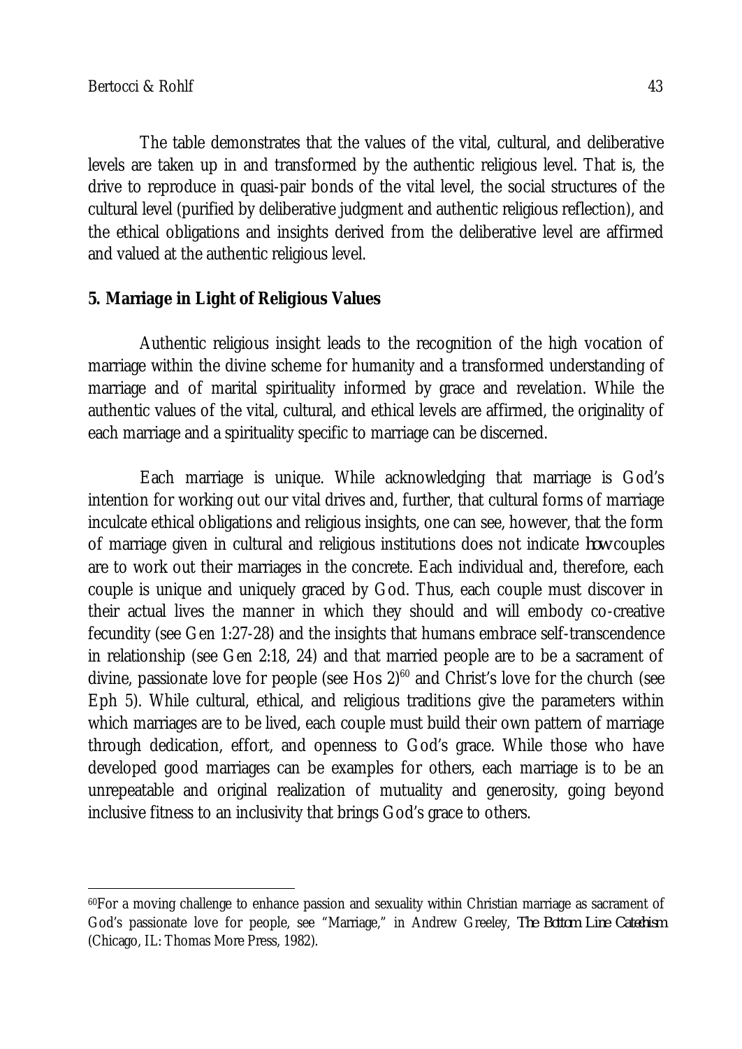The table demonstrates that the values of the vital, cultural, and deliberative levels are taken up in and transformed by the authentic religious level. That is, the drive to reproduce in quasi-pair bonds of the vital level, the social structures of the cultural level (purified by deliberative judgment and authentic religious reflection), and the ethical obligations and insights derived from the deliberative level are affirmed and valued at the authentic religious level.

## 5. Marriage in Light of Religious Values

Authentic religious insight leads to the recognition of the high vocation of marriage within the divine scheme for humanity and a transformed understanding of marriage and of marital spirituality informed by grace and revelation. While the authentic values of the vital, cultural, and ethical levels are affirmed, the originality of each marriage and a spirituality specific to marriage can be discerned.

Each marriage is unique. While acknowledging that marriage is God's intention for working out our vital drives and, further, that cultural forms of marriage inculcate ethical obligations and religious insights, one can see, however, that the form of marriage given in cultural and religious institutions does not indicate *how* couples are to work out their marriages in the concrete. Each individual and, therefore, each couple is unique and uniquely graced by God. Thus, each couple must discover in their actual lives the manner in which they should and will embody co-creative fecundity (see Gen 1:27-28) and the insights that humans embrace self-transcendence in relationship (see Gen 2:18, 24) and that married people are to be a sacrament of divine, passionate love for people (see Hos 2)[60] and Christ's love for the church (see Eph 5). While cultural, ethical, and religious traditions give the parameters within which marriages are to be lived, each couple must build their own pattern of marriage through dedication, effort, and openness to God's grace. While those who have developed good marriages can be examples for others, each marriage is to be an unrepeatable and original realization of mutuality and generosity, going beyond inclusive fitness to an inclusivity that brings God's grace to others.

[60] For a moving challenge to enhance passion and sexuality within Christian marriage as sacrament of God's passionate love for people, see "Marriage," in Andrew Greeley, *The Bottom Line Catechism* (Chicago, IL: Thomas More Press, 1982).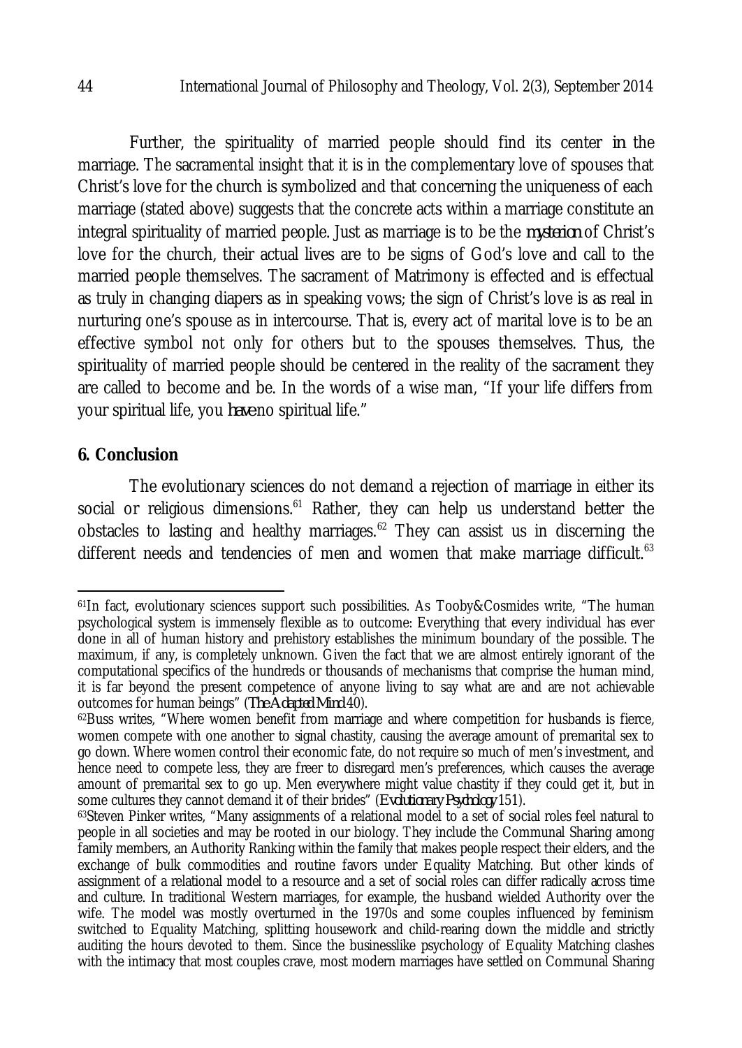Further, the spirituality of married people should find its center *in* the marriage. The sacramental insight that it is in the complementary love of spouses that Christ's love for the church is symbolized and that concerning the uniqueness of each marriage (stated above) suggests that the concrete acts within a marriage constitute an integral spirituality of married people. Just as marriage is to be the *mysterion* of Christ's love for the church, their actual lives are to be signs of God's love and call to the married people themselves. The sacrament of Matrimony is effected and is effectual as truly in changing diapers as in speaking vows; the sign of Christ's love is as real in nurturing one's spouse as in intercourse. That is, every act of marital love is to be an effective symbol not only for others but to the spouses themselves. Thus, the spirituality of married people should be centered in the reality of the sacrament they are called to become and be. In the words of a wise man, "If your life differs from your spiritual life, you *have* no spiritual life."

## 6. Conclusion

The evolutionary sciences do not demand a rejection of marriage in either its social or religious dimensions.[61] Rather, they can help us understand better the obstacles to lasting and healthy marriages.[62] They can assist us in discerning the different needs and tendencies of men and women that make marriage difficult.[63]

---

[61]In fact, evolutionary sciences support such possibilities. As Tooby&Cosmides write, "The human psychological system is immensely flexible as to outcome: Everything that every individual has ever done in all of human history and prehistory establishes the minimum boundary of the possible. The maximum, if any, is completely unknown. Given the fact that we are almost entirely ignorant of the computational specifics of the hundreds or thousands of mechanisms that comprise the human mind, it is far beyond the present competence of anyone living to say what are and are not achievable outcomes for human beings" (*The Adapted Mind* 40).

[62]Buss writes, "Where women benefit from marriage and where competition for husbands is fierce, women compete with one another to signal chastity, causing the average amount of premarital sex to go down. Where women control their economic fate, do not require so much of men's investment, and hence need to compete less, they are freer to disregard men's preferences, which causes the average amount of premarital sex to go up. Men everywhere might value chastity if they could get it, but in some cultures they cannot demand it of their brides" (*Evolutionary Psychology* 151).

[63]Steven Pinker writes, "Many assignments of a relational model to a set of social roles feel natural to people in all societies and may be rooted in our biology. They include the Communal Sharing among family members, an Authority Ranking within the family that makes people respect their elders, and the exchange of bulk commodities and routine favors under Equality Matching. But other kinds of assignment of a relational model to a resource and a set of social roles can differ radically across time and culture. In traditional Western marriages, for example, the husband wielded Authority over the wife. The model was mostly overturned in the 1970s and some couples influenced by feminism switched to Equality Matching, splitting housework and child-rearing down the middle and strictly auditing the hours devoted to them. Since the businesslike psychology of Equality Matching clashes with the intimacy that most couples crave, most modern marriages have settled on Communal Sharing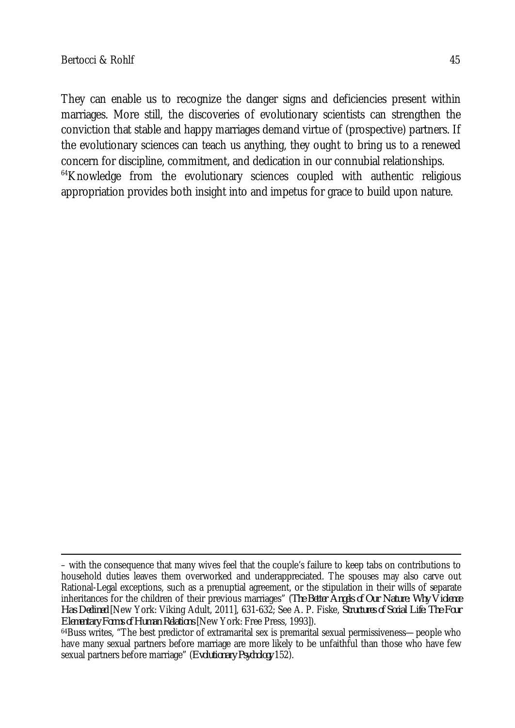They can enable us to recognize the danger signs and deficiencies present within marriages. More still, the discoveries of evolutionary scientists can strengthen the conviction that stable and happy marriages demand virtue of (prospective) partners. If the evolutionary sciences can teach us anything, they ought to bring us to a renewed concern for discipline, commitment, and dedication in our connubial relationships.[64] Knowledge from the evolutionary sciences coupled with authentic religious appropriation provides both insight into and impetus for grace to build upon nature.

---

– with the consequence that many wives feel that the couple's failure to keep tabs on contributions to household duties leaves them overworked and underappreciated. The spouses may also carve out Rational-Legal exceptions, such as a prenuptial agreement, or the stipulation in their wills of separate inheritances for the children of their previous marriages" (*The Better Angels of Our Nature: Why Violence Has Declined* [New York: Viking Adult, 2011], 631-632; See A. P. Fiske, *Structures of Social Life: The Four Elementary Forms of Human Relations* [New York: Free Press, 1993]).

[64] Buss writes, "The best predictor of extramarital sex is premarital sexual permissiveness—people who have many sexual partners before marriage are more likely to be unfaithful than those who have few sexual partners before marriage" (*Evolutionary Psychology* 152).